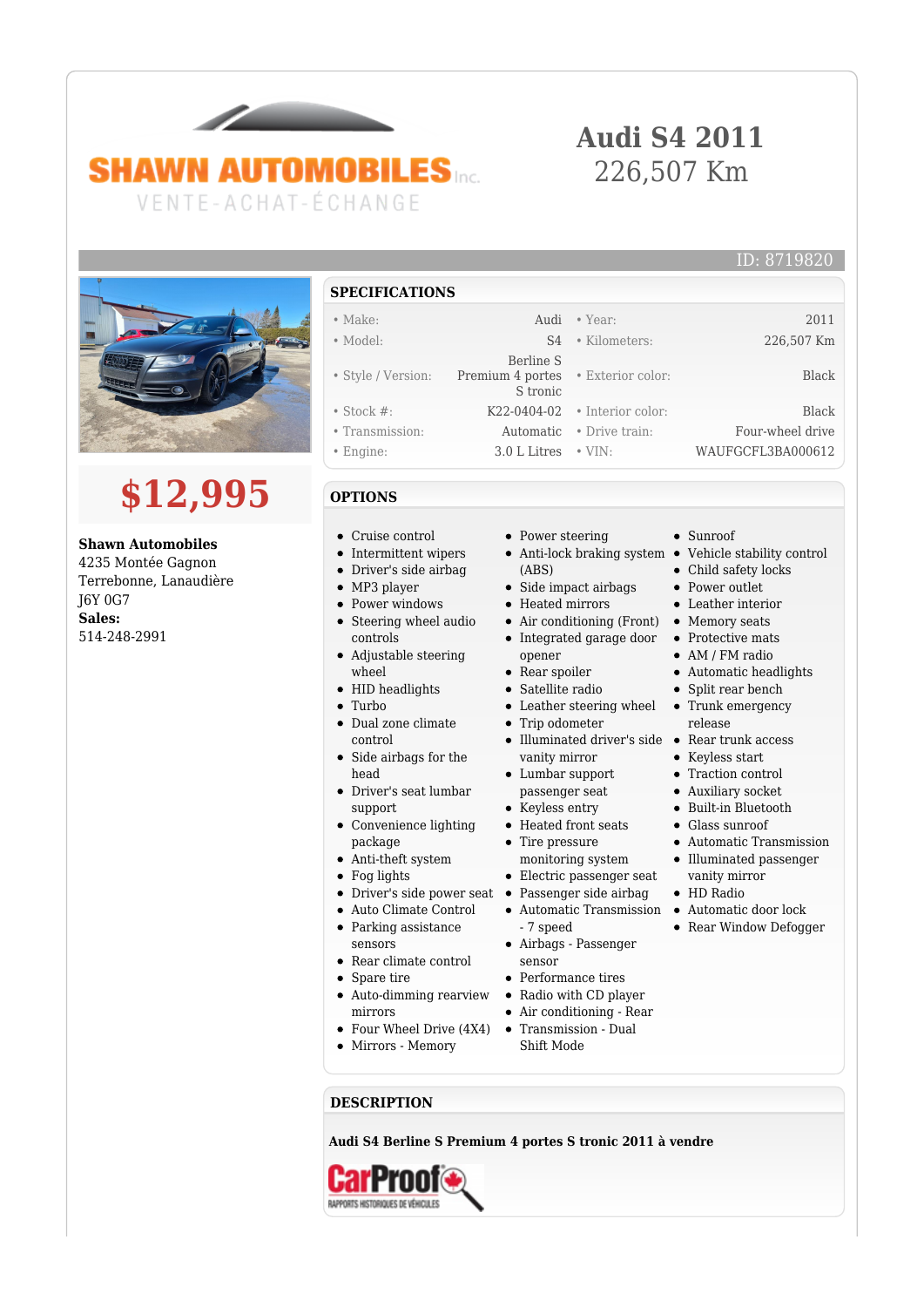SHAWN AUTOMOBILES Inc.
VENTE-ACHAT-ÉCHANGE

# Audi S4 2011
226,507 Km

ID: 8719820

## $12,995

**Shawn Automobiles**
4235 Montée Gagnon
Terrebonne, Lanaudière
J6Y 0G7
**Sales:**
514-248-2991

## SPECIFICATIONS

| | | | |
|---|---|---|---|
| • Make: | Audi | • Year: | 2011 |
| • Model: | S4 | • Kilometers: | 226,507 Km |
| • Style / Version: | Berline S Premium 4 portes S tronic | • Exterior color: | Black |
| • Stock #: | K22-0404-02 | • Interior color: | Black |
| • Transmission: | Automatic | • Drive train: | Four-wheel drive |
| • Engine: | 3.0 L Litres | • VIN: | WAUFGCFL3BA000612 |

## OPTIONS

- Cruise control
- Intermittent wipers
- Driver's side airbag
- MP3 player
- Power windows
- Steering wheel audio controls
- Adjustable steering wheel
- HID headlights
- Turbo
- Dual zone climate control
- Side airbags for the head
- Driver's seat lumbar support
- Convenience lighting package
- Anti-theft system
- Fog lights
- Driver's side power seat
- Auto Climate Control
- Parking assistance sensors
- Rear climate control
- Spare tire
- Auto-dimming rearview mirrors
- Four Wheel Drive (4X4)
- Mirrors - Memory
- Power steering
- Anti-lock braking system (ABS)
- Side impact airbags
- Heated mirrors
- Air conditioning (Front)
- Integrated garage door opener
- Rear spoiler
- Satellite radio
- Leather steering wheel
- Trip odometer
- Illuminated driver's side vanity mirror
- Lumbar support passenger seat
- Keyless entry
- Heated front seats
- Tire pressure monitoring system
- Electric passenger seat
- Passenger side airbag
- Automatic Transmission - 7 speed
- Airbags - Passenger sensor
- Performance tires
- Radio with CD player
- Air conditioning - Rear
- Transmission - Dual Shift Mode
- Sunroof
- Vehicle stability control
- Child safety locks
- Power outlet
- Leather interior
- Memory seats
- Protective mats
- AM / FM radio
- Automatic headlights
- Split rear bench
- Trunk emergency release
- Rear trunk access
- Keyless start
- Traction control
- Auxiliary socket
- Built-in Bluetooth
- Glass sunroof
- Automatic Transmission
- Illuminated passenger vanity mirror
- HD Radio
- Automatic door lock
- Rear Window Defogger

## DESCRIPTION

**Audi S4 Berline S Premium 4 portes S tronic 2011 à vendre**

CarProof
RAPPORTS HISTORIQUES DE VÉHICULES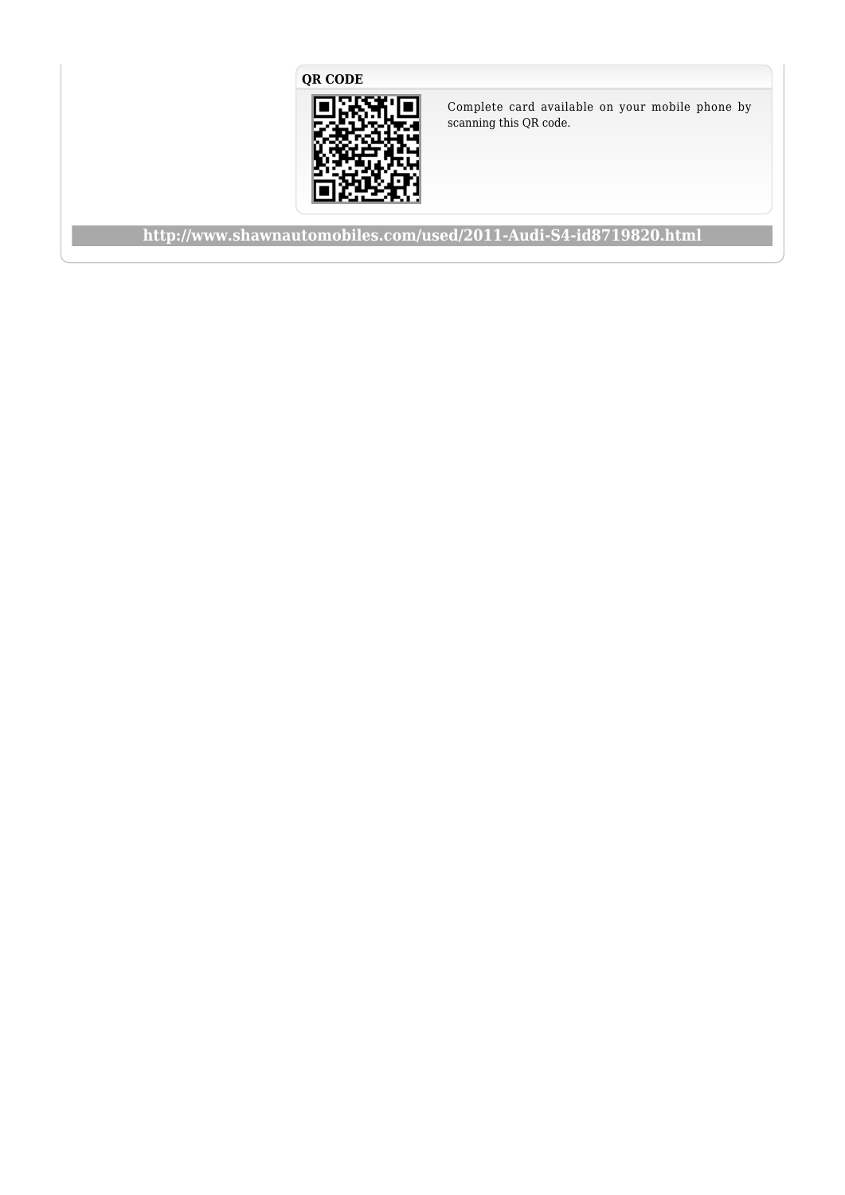**QR CODE**

Complete card available on your mobile phone by scanning this QR code.

**http://www.shawnautomobiles.com/used/2011-Audi-S4-id8719820.html**